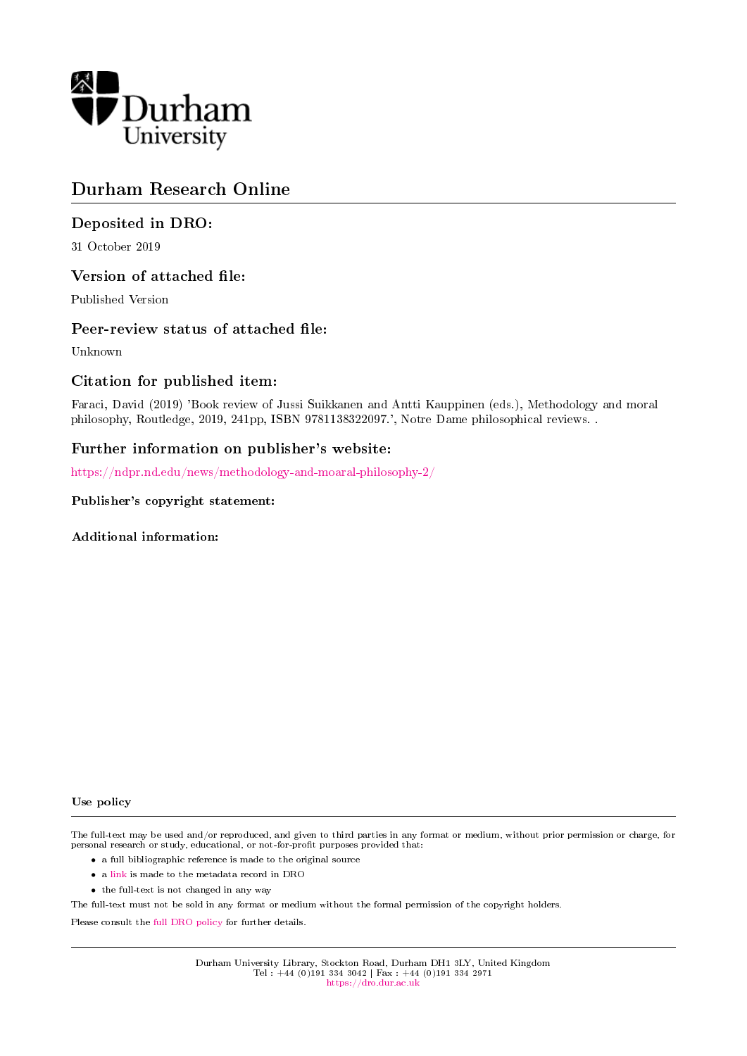Durham University

# Durham Research Online

## Deposited in DRO:

31 October 2019

## Version of attached file:

Published Version

## Peer-review status of attached file:

Unknown

## Citation for published item:

Faraci, David (2019) 'Book review of Jussi Suikkanen and Antti Kauppinen (eds.), Methodology and moral philosophy, Routledge, 2019, 241pp, ISBN 9781138322097.', Notre Dame philosophical reviews. .

## Further information on publisher's website:

https://ndpr.nd.edu/news/methodology-and-moaral-philosophy-2/

**Publisher's copyright statement:**

**Additional information:**

**Use policy**

The full-text may be used and/or reproduced, and given to third parties in any format or medium, without prior permission or charge, for personal research or study, educational, or not-for-profit purposes provided that:

- a full bibliographic reference is made to the original source
- a link is made to the metadata record in DRO
- the full-text is not changed in any way

The full-text must not be sold in any format or medium without the formal permission of the copyright holders.

Please consult the full DRO policy for further details.

Durham University Library, Stockton Road, Durham DH1 3LY, United Kingdom
Tel : +44 (0)191 334 3042 | Fax : +44 (0)191 334 2971
https://dro.dur.ac.uk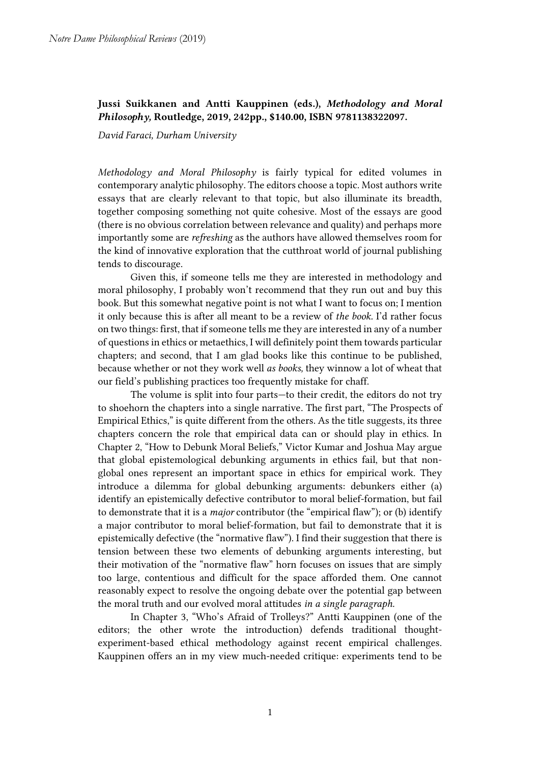**Jussi Suikkanen and Antti Kauppinen (eds.),** ***Methodology and Moral Philosophy,*** **Routledge, 2019, 242pp., $140.00, ISBN 9781138322097.**

*David Faraci, Durham University*

*Methodology and Moral Philosophy* is fairly typical for edited volumes in contemporary analytic philosophy. The editors choose a topic. Most authors write essays that are clearly relevant to that topic, but also illuminate its breadth, together composing something not quite cohesive. Most of the essays are good (there is no obvious correlation between relevance and quality) and perhaps more importantly some are *refreshing* as the authors have allowed themselves room for the kind of innovative exploration that the cutthroat world of journal publishing tends to discourage.

Given this, if someone tells me they are interested in methodology and moral philosophy, I probably won't recommend that they run out and buy this book. But this somewhat negative point is not what I want to focus on; I mention it only because this is after all meant to be a review of *the book.* I'd rather focus on two things: first, that if someone tells me they are interested in any of a number of questions in ethics or metaethics, I will definitely point them towards particular chapters; and second, that I am glad books like this continue to be published, because whether or not they work well *as books,* they winnow a lot of wheat that our field's publishing practices too frequently mistake for chaff.

The volume is split into four parts—to their credit, the editors do not try to shoehorn the chapters into a single narrative. The first part, "The Prospects of Empirical Ethics," is quite different from the others. As the title suggests, its three chapters concern the role that empirical data can or should play in ethics. In Chapter 2, "How to Debunk Moral Beliefs," Victor Kumar and Joshua May argue that global epistemological debunking arguments in ethics fail, but that non-global ones represent an important space in ethics for empirical work. They introduce a dilemma for global debunking arguments: debunkers either (a) identify an epistemically defective contributor to moral belief-formation, but fail to demonstrate that it is a *major* contributor (the "empirical flaw"); or (b) identify a major contributor to moral belief-formation, but fail to demonstrate that it is epistemically defective (the "normative flaw"). I find their suggestion that there is tension between these two elements of debunking arguments interesting, but their motivation of the "normative flaw" horn focuses on issues that are simply too large, contentious and difficult for the space afforded them. One cannot reasonably expect to resolve the ongoing debate over the potential gap between the moral truth and our evolved moral attitudes *in a single paragraph.*

In Chapter 3, "Who's Afraid of Trolleys?" Antti Kauppinen (one of the editors; the other wrote the introduction) defends traditional thought-experiment-based ethical methodology against recent empirical challenges. Kauppinen offers an in my view much-needed critique: experiments tend to be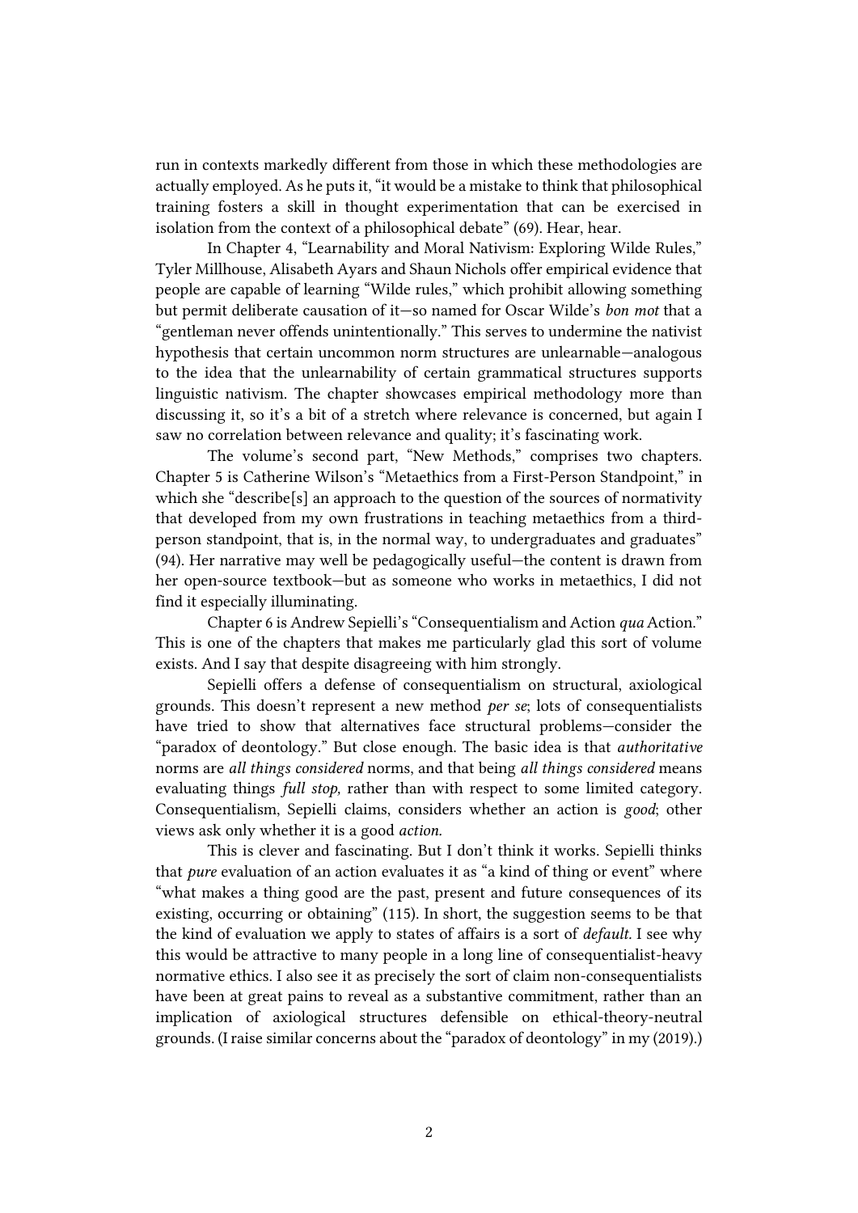run in contexts markedly different from those in which these methodologies are actually employed. As he puts it, "it would be a mistake to think that philosophical training fosters a skill in thought experimentation that can be exercised in isolation from the context of a philosophical debate" (69). Hear, hear.

In Chapter 4, "Learnability and Moral Nativism: Exploring Wilde Rules," Tyler Millhouse, Alisabeth Ayars and Shaun Nichols offer empirical evidence that people are capable of learning "Wilde rules," which prohibit allowing something but permit deliberate causation of it—so named for Oscar Wilde's *bon mot* that a "gentleman never offends unintentionally." This serves to undermine the nativist hypothesis that certain uncommon norm structures are unlearnable—analogous to the idea that the unlearnability of certain grammatical structures supports linguistic nativism. The chapter showcases empirical methodology more than discussing it, so it's a bit of a stretch where relevance is concerned, but again I saw no correlation between relevance and quality; it's fascinating work.

The volume's second part, "New Methods," comprises two chapters. Chapter 5 is Catherine Wilson's "Metaethics from a First-Person Standpoint," in which she "describe[s] an approach to the question of the sources of normativity that developed from my own frustrations in teaching metaethics from a third-person standpoint, that is, in the normal way, to undergraduates and graduates" (94). Her narrative may well be pedagogically useful—the content is drawn from her open-source textbook—but as someone who works in metaethics, I did not find it especially illuminating.

Chapter 6 is Andrew Sepielli's "Consequentialism and Action *qua* Action." This is one of the chapters that makes me particularly glad this sort of volume exists. And I say that despite disagreeing with him strongly.

Sepielli offers a defense of consequentialism on structural, axiological grounds. This doesn't represent a new method *per se*; lots of consequentialists have tried to show that alternatives face structural problems—consider the "paradox of deontology." But close enough. The basic idea is that *authoritative* norms are *all things considered* norms, and that being *all things considered* means evaluating things *full stop,* rather than with respect to some limited category. Consequentialism, Sepielli claims, considers whether an action is *good*; other views ask only whether it is a good *action.*

This is clever and fascinating. But I don't think it works. Sepielli thinks that *pure* evaluation of an action evaluates it as "a kind of thing or event" where "what makes a thing good are the past, present and future consequences of its existing, occurring or obtaining" (115). In short, the suggestion seems to be that the kind of evaluation we apply to states of affairs is a sort of *default.* I see why this would be attractive to many people in a long line of consequentialist-heavy normative ethics. I also see it as precisely the sort of claim non-consequentialists have been at great pains to reveal as a substantive commitment, rather than an implication of axiological structures defensible on ethical-theory-neutral grounds. (I raise similar concerns about the "paradox of deontology" in my (2019).)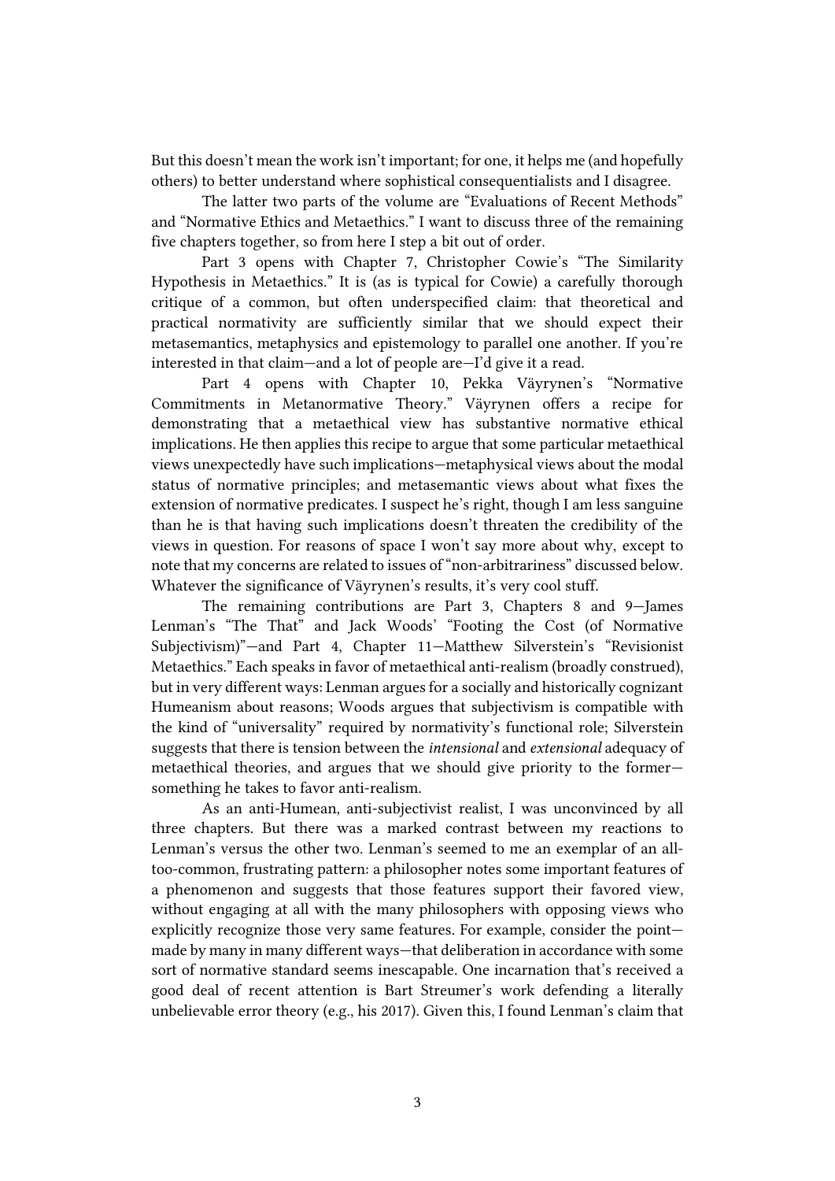But this doesn't mean the work isn't important; for one, it helps me (and hopefully others) to better understand where sophistical consequentialists and I disagree.

The latter two parts of the volume are "Evaluations of Recent Methods" and "Normative Ethics and Metaethics." I want to discuss three of the remaining five chapters together, so from here I step a bit out of order.

Part 3 opens with Chapter 7, Christopher Cowie's "The Similarity Hypothesis in Metaethics." It is (as is typical for Cowie) a carefully thorough critique of a common, but often underspecified claim: that theoretical and practical normativity are sufficiently similar that we should expect their metasemantics, metaphysics and epistemology to parallel one another. If you're interested in that claim—and a lot of people are—I'd give it a read.

Part 4 opens with Chapter 10, Pekka Väyrynen's "Normative Commitments in Metanormative Theory." Väyrynen offers a recipe for demonstrating that a metaethical view has substantive normative ethical implications. He then applies this recipe to argue that some particular metaethical views unexpectedly have such implications—metaphysical views about the modal status of normative principles; and metasemantic views about what fixes the extension of normative predicates. I suspect he's right, though I am less sanguine than he is that having such implications doesn't threaten the credibility of the views in question. For reasons of space I won't say more about why, except to note that my concerns are related to issues of "non-arbitrariness" discussed below. Whatever the significance of Väyrynen's results, it's very cool stuff.

The remaining contributions are Part 3, Chapters 8 and 9—James Lenman's "The That" and Jack Woods' "Footing the Cost (of Normative Subjectivism)"—and Part 4, Chapter 11—Matthew Silverstein's "Revisionist Metaethics." Each speaks in favor of metaethical anti-realism (broadly construed), but in very different ways: Lenman argues for a socially and historically cognizant Humeanism about reasons; Woods argues that subjectivism is compatible with the kind of "universality" required by normativity's functional role; Silverstein suggests that there is tension between the *intensional* and *extensional* adequacy of metaethical theories, and argues that we should give priority to the former—something he takes to favor anti-realism.

As an anti-Humean, anti-subjectivist realist, I was unconvinced by all three chapters. But there was a marked contrast between my reactions to Lenman's versus the other two. Lenman's seemed to me an exemplar of an all-too-common, frustrating pattern: a philosopher notes some important features of a phenomenon and suggests that those features support their favored view, without engaging at all with the many philosophers with opposing views who explicitly recognize those very same features. For example, consider the point—made by many in many different ways—that deliberation in accordance with some sort of normative standard seems inescapable. One incarnation that's received a good deal of recent attention is Bart Streumer's work defending a literally unbelievable error theory (e.g., his 2017). Given this, I found Lenman's claim that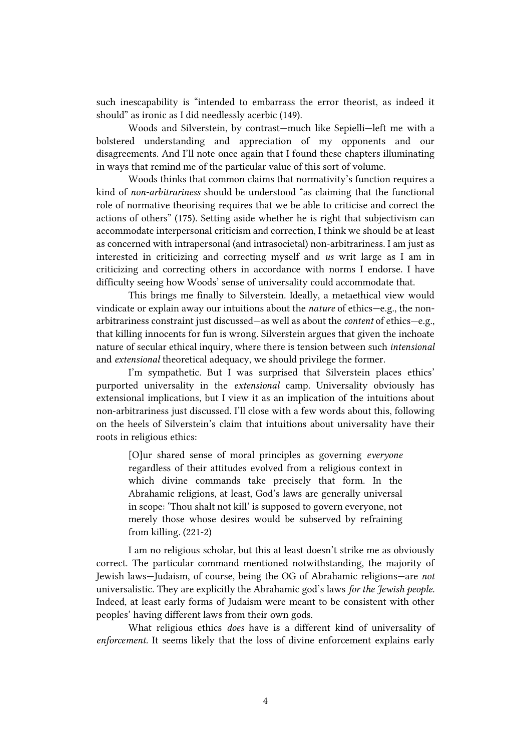such inescapability is "intended to embarrass the error theorist, as indeed it should" as ironic as I did needlessly acerbic (149).

Woods and Silverstein, by contrast—much like Sepielli—left me with a bolstered understanding and appreciation of my opponents and our disagreements. And I'll note once again that I found these chapters illuminating in ways that remind me of the particular value of this sort of volume.

Woods thinks that common claims that normativity's function requires a kind of *non-arbitrariness* should be understood "as claiming that the functional role of normative theorising requires that we be able to criticise and correct the actions of others" (175). Setting aside whether he is right that subjectivism can accommodate interpersonal criticism and correction, I think we should be at least as concerned with intrapersonal (and intrasocietal) non-arbitrariness. I am just as interested in criticizing and correcting myself and *us* writ large as I am in criticizing and correcting others in accordance with norms I endorse. I have difficulty seeing how Woods' sense of universality could accommodate that.

This brings me finally to Silverstein. Ideally, a metaethical view would vindicate or explain away our intuitions about the *nature* of ethics—e.g., the non-arbitrariness constraint just discussed—as well as about the *content* of ethics—e.g., that killing innocents for fun is wrong. Silverstein argues that given the inchoate nature of secular ethical inquiry, where there is tension between such *intensional* and *extensional* theoretical adequacy, we should privilege the former.

I'm sympathetic. But I was surprised that Silverstein places ethics' purported universality in the *extensional* camp. Universality obviously has extensional implications, but I view it as an implication of the intuitions about non-arbitrariness just discussed. I'll close with a few words about this, following on the heels of Silverstein's claim that intuitions about universality have their roots in religious ethics:

> [O]ur shared sense of moral principles as governing *everyone* regardless of their attitudes evolved from a religious context in which divine commands take precisely that form. In the Abrahamic religions, at least, God's laws are generally universal in scope: 'Thou shalt not kill' is supposed to govern everyone, not merely those whose desires would be subserved by refraining from killing. (221-2)

I am no religious scholar, but this at least doesn't strike me as obviously correct. The particular command mentioned notwithstanding, the majority of Jewish laws—Judaism, of course, being the OG of Abrahamic religions—are *not* universalistic. They are explicitly the Abrahamic god's laws *for the Jewish people*. Indeed, at least early forms of Judaism were meant to be consistent with other peoples' having different laws from their own gods.

What religious ethics *does* have is a different kind of universality of *enforcement*. It seems likely that the loss of divine enforcement explains early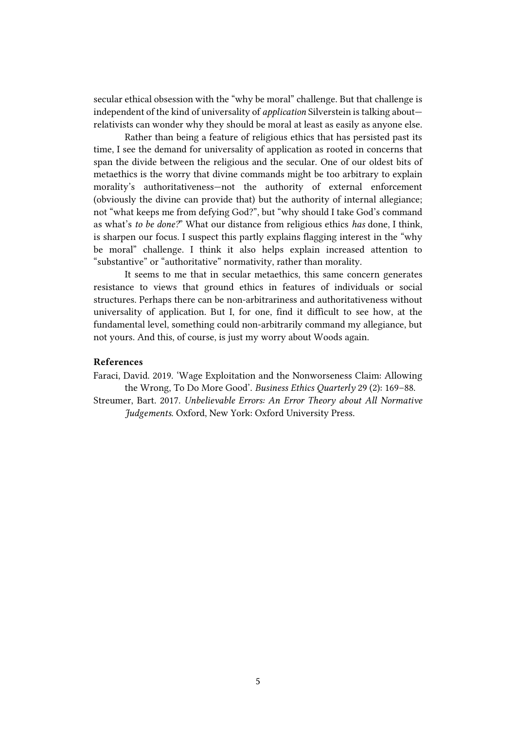secular ethical obsession with the "why be moral" challenge. But that challenge is independent of the kind of universality of *application* Silverstein is talking about—relativists can wonder why they should be moral at least as easily as anyone else.

Rather than being a feature of religious ethics that has persisted past its time, I see the demand for universality of application as rooted in concerns that span the divide between the religious and the secular. One of our oldest bits of metaethics is the worry that divine commands might be too arbitrary to explain morality's authoritativeness—not the authority of external enforcement (obviously the divine can provide that) but the authority of internal allegiance; not "what keeps me from defying God?", but "why should I take God's command as what's *to be done?*" What our distance from religious ethics *has* done, I think, is sharpen our focus. I suspect this partly explains flagging interest in the "why be moral" challenge. I think it also helps explain increased attention to "substantive" or "authoritative" normativity, rather than morality.

It seems to me that in secular metaethics, this same concern generates resistance to views that ground ethics in features of individuals or social structures. Perhaps there can be non-arbitrariness and authoritativeness without universality of application. But I, for one, find it difficult to see how, at the fundamental level, something could non-arbitrarily command my allegiance, but not yours. And this, of course, is just my worry about Woods again.

**References**

Faraci, David. 2019. 'Wage Exploitation and the Nonworseness Claim: Allowing the Wrong, To Do More Good'. *Business Ethics Quarterly* 29 (2): 169–88.

Streumer, Bart. 2017. *Unbelievable Errors: An Error Theory about All Normative Judgements*. Oxford, New York: Oxford University Press.